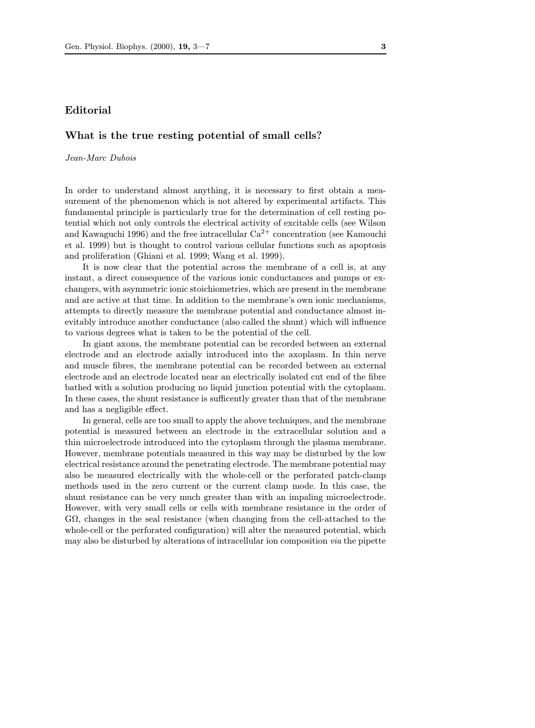**Editorial**

# What is the true resting potential of small cells?

*Jean-Marc Dubois*

In order to understand almost anything, it is necessary to first obtain a measurement of the phenomenon which is not altered by experimental artifacts. This fundamental principle is particularly true for the determination of cell resting potential which not only controls the electrical activity of excitable cells (see Wilson and Kawaguchi 1996) and the free intracellular $Ca^{2+}$ concentration (see Kamouchi et al. 1999) but is thought to control various cellular functions such as apoptosis and proliferation (Ghiani et al. 1999; Wang et al. 1999).

It is now clear that the potential across the membrane of a cell is, at any instant, a direct consequence of the various ionic conductances and pumps or exchangers, with asymmetric ionic stoichiometries, which are present in the membrane and are active at that time. In addition to the membrane's own ionic mechanisms, attempts to directly measure the membrane potential and conductance almost inevitably introduce another conductance (also called the shunt) which will influence to various degrees what is taken to be the potential of the cell.

In giant axons, the membrane potential can be recorded between an external electrode and an electrode axially introduced into the axoplasm. In thin nerve and muscle fibres, the membrane potential can be recorded between an external electrode and an electrode located near an electrically isolated cut end of the fibre bathed with a solution producing no liquid junction potential with the cytoplasm. In these cases, the shunt resistance is sufficently greater than that of the membrane and has a negligible effect.

In general, cells are too small to apply the above techniques, and the membrane potential is measured between an electrode in the extracellular solution and a thin microelectrode introduced into the cytoplasm through the plasma membrane. However, membrane potentials measured in this way may be disturbed by the low electrical resistance around the penetrating electrode. The membrane potential may also be measured electrically with the whole-cell or the perforated patch-clamp methods used in the zero current or the current clamp mode. In this case, the shunt resistance can be very much greater than with an impaling microelectrode. However, with very small cells or cells with membrane resistance in the order of GΩ, changes in the seal resistance (when changing from the cell-attached to the whole-cell or the perforated configuration) will alter the measured potential, which may also be disturbed by alterations of intracellular ion composition *via* the pipette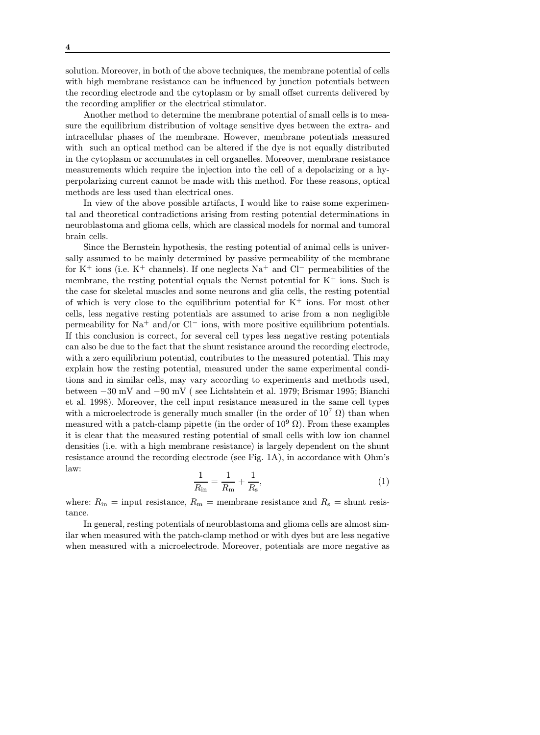solution. Moreover, in both of the above techniques, the membrane potential of cells with high membrane resistance can be influenced by junction potentials between the recording electrode and the cytoplasm or by small offset currents delivered by the recording amplifier or the electrical stimulator.

Another method to determine the membrane potential of small cells is to measure the equilibrium distribution of voltage sensitive dyes between the extra- and intracellular phases of the membrane. However, membrane potentials measured with such an optical method can be altered if the dye is not equally distributed in the cytoplasm or accumulates in cell organelles. Moreover, membrane resistance measurements which require the injection into the cell of a depolarizing or a hyperpolarizing current cannot be made with this method. For these reasons, optical methods are less used than electrical ones.

In view of the above possible artifacts, I would like to raise some experimental and theoretical contradictions arising from resting potential determinations in neuroblastoma and glioma cells, which are classical models for normal and tumoral brain cells.

Since the Bernstein hypothesis, the resting potential of animal cells is universally assumed to be mainly determined by passive permeability of the membrane for $K^+$ ions (i.e. $K^+$ channels). If one neglects $Na^+$ and $Cl^-$ permeabilities of the membrane, the resting potential equals the Nernst potential for $K^+$ ions. Such is the case for skeletal muscles and some neurons and glia cells, the resting potential of which is very close to the equilibrium potential for $K^+$ ions. For most other cells, less negative resting potentials are assumed to arise from a non negligible permeability for $Na^+$ and/or $Cl^-$ ions, with more positive equilibrium potentials. If this conclusion is correct, for several cell types less negative resting potentials can also be due to the fact that the shunt resistance around the recording electrode, with a zero equilibrium potential, contributes to the measured potential. This may explain how the resting potential, measured under the same experimental conditions and in similar cells, may vary according to experiments and methods used, between −30 mV and −90 mV ( see Lichtshtein et al. 1979; Brismar 1995; Bianchi et al. 1998). Moreover, the cell input resistance measured in the same cell types with a microelectrode is generally much smaller (in the order of $10^7$ Ω) than when measured with a patch-clamp pipette (in the order of $10^9$ Ω). From these examples it is clear that the measured resting potential of small cells with low ion channel densities (i.e. with a high membrane resistance) is largely dependent on the shunt resistance around the recording electrode (see Fig. 1A), in accordance with Ohm's law:

$$\frac{1}{R_{\text{in}}} = \frac{1}{R_{\text{m}}} + \frac{1}{R_{\text{s}}}, \tag{1}$$

where: $R_{\text{in}}$ = input resistance, $R_{\text{m}}$ = membrane resistance and $R_{\text{s}}$ = shunt resistance.

In general, resting potentials of neuroblastoma and glioma cells are almost similar when measured with the patch-clamp method or with dyes but are less negative when measured with a microelectrode. Moreover, potentials are more negative as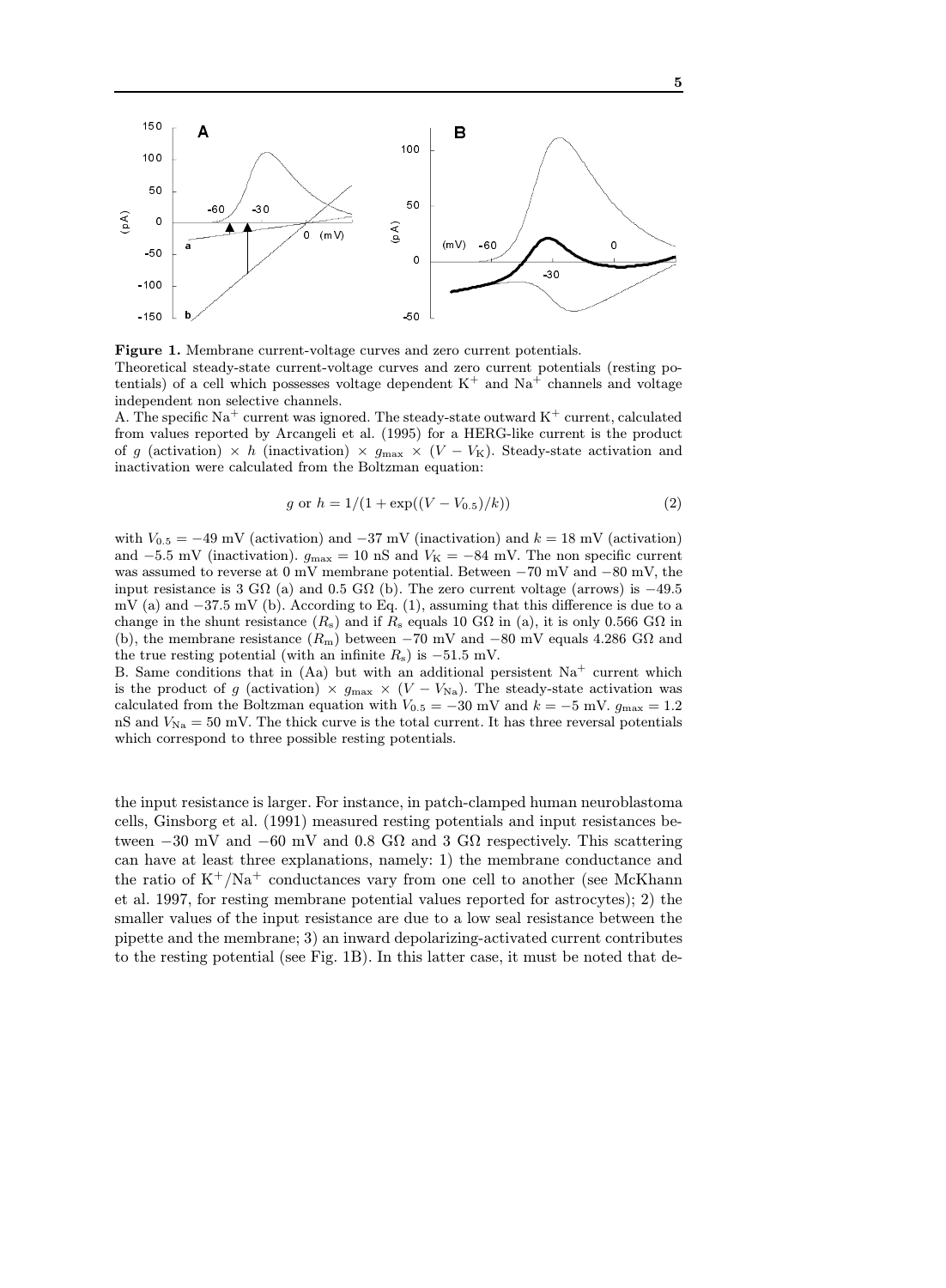**Figure 1.** Membrane current-voltage curves and zero current potentials.
Theoretical steady-state current-voltage curves and zero current potentials (resting potentials) of a cell which possesses voltage dependent $K^+$ and $Na^+$ channels and voltage independent non selective channels.
A. The specific $Na^+$ current was ignored. The steady-state outward $K^+$ current, calculated from values reported by Arcangeli et al. (1995) for a HERG-like current is the product of $g$ (activation) $\times$ $h$ (inactivation) $\times$ $g_{\max}$ $\times$ $(V - V_{\mathrm{K}})$. Steady-state activation and inactivation were calculated from the Boltzman equation:

$$g \text{ or } h = 1/(1 + \exp((V - V_{0.5})/k)) \tag{2}$$

with $V_{0.5} = -49$ mV (activation) and $-37$ mV (inactivation) and $k = 18$ mV (activation) and $-5.5$ mV (inactivation). $g_{\max} = 10$ nS and $V_{\mathrm{K}} = -84$ mV. The non specific current was assumed to reverse at 0 mV membrane potential. Between $-70$ mV and $-80$ mV, the input resistance is 3 GΩ (a) and 0.5 GΩ (b). The zero current voltage (arrows) is $-49.5$ mV (a) and $-37.5$ mV (b). According to Eq. (1), assuming that this difference is due to a change in the shunt resistance ($R_{\mathrm{s}}$) and if $R_{\mathrm{s}}$ equals 10 GΩ in (a), it is only 0.566 GΩ in (b), the membrane resistance ($R_{\mathrm{m}}$) between $-70$ mV and $-80$ mV equals 4.286 GΩ and the true resting potential (with an infinite $R_{\mathrm{s}}$) is $-51.5$ mV.
B. Same conditions that in (Aa) but with an additional persistent $Na^+$ current which is the product of $g$ (activation) $\times$ $g_{\max}$ $\times$ $(V - V_{\mathrm{Na}})$. The steady-state activation was calculated from the Boltzman equation with $V_{0.5} = -30$ mV and $k = -5$ mV. $g_{\max} = 1.2$ nS and $V_{\mathrm{Na}} = 50$ mV. The thick curve is the total current. It has three reversal potentials which correspond to three possible resting potentials.

the input resistance is larger. For instance, in patch-clamped human neuroblastoma cells, Ginsborg et al. (1991) measured resting potentials and input resistances between $-30$ mV and $-60$ mV and 0.8 GΩ and 3 GΩ respectively. This scattering can have at least three explanations, namely: 1) the membrane conductance and the ratio of $K^+/Na^+$ conductances vary from one cell to another (see McKhann et al. 1997, for resting membrane potential values reported for astrocytes); 2) the smaller values of the input resistance are due to a low seal resistance between the pipette and the membrane; 3) an inward depolarizing-activated current contributes to the resting potential (see Fig. 1B). In this latter case, it must be noted that de-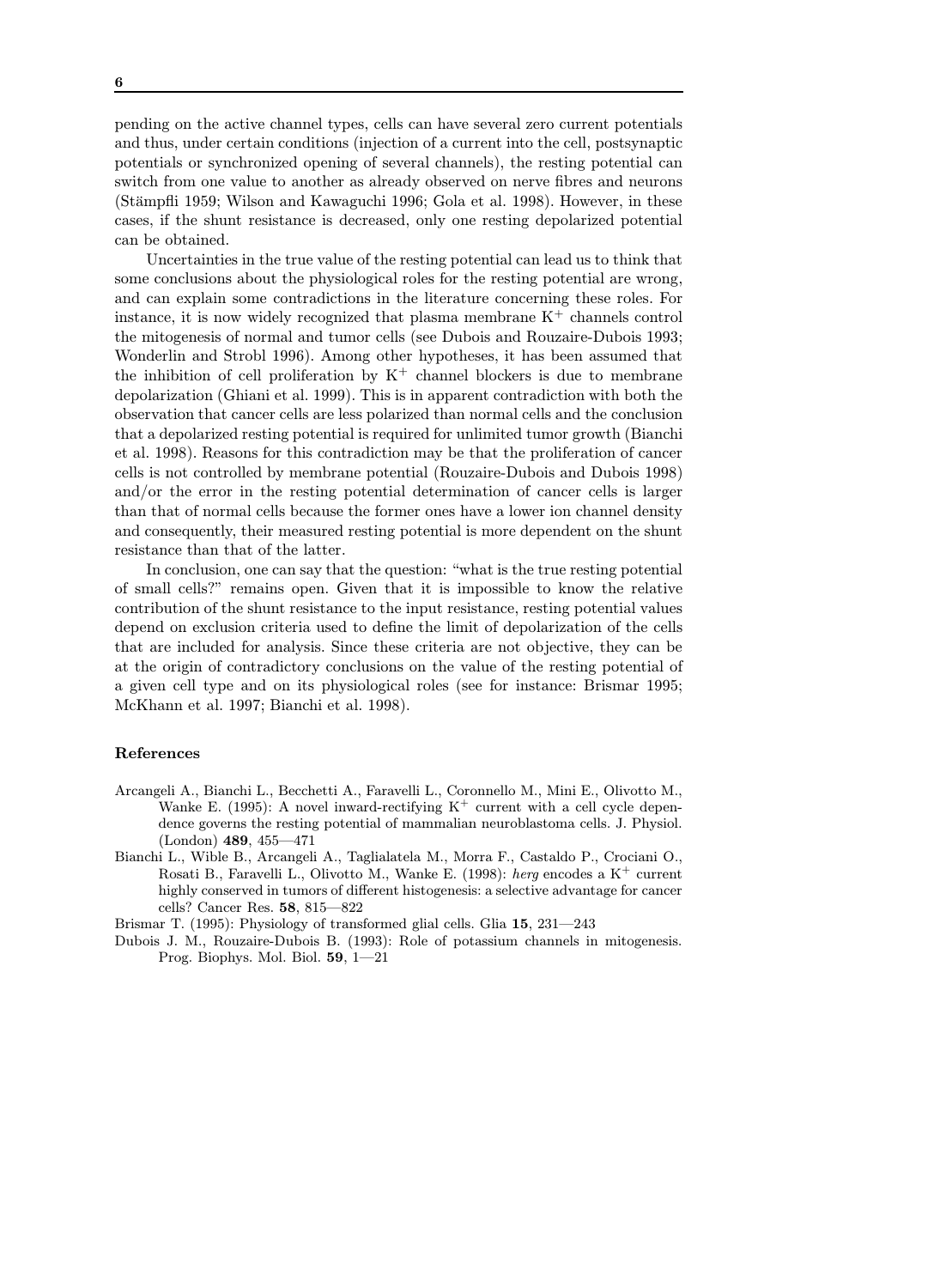pending on the active channel types, cells can have several zero current potentials and thus, under certain conditions (injection of a current into the cell, postsynaptic potentials or synchronized opening of several channels), the resting potential can switch from one value to another as already observed on nerve fibres and neurons (Stämpfli 1959; Wilson and Kawaguchi 1996; Gola et al. 1998). However, in these cases, if the shunt resistance is decreased, only one resting depolarized potential can be obtained.

Uncertainties in the true value of the resting potential can lead us to think that some conclusions about the physiological roles for the resting potential are wrong, and can explain some contradictions in the literature concerning these roles. For instance, it is now widely recognized that plasma membrane $K^+$ channels control the mitogenesis of normal and tumor cells (see Dubois and Rouzaire-Dubois 1993; Wonderlin and Strobl 1996). Among other hypotheses, it has been assumed that the inhibition of cell proliferation by $K^+$ channel blockers is due to membrane depolarization (Ghiani et al. 1999). This is in apparent contradiction with both the observation that cancer cells are less polarized than normal cells and the conclusion that a depolarized resting potential is required for unlimited tumor growth (Bianchi et al. 1998). Reasons for this contradiction may be that the proliferation of cancer cells is not controlled by membrane potential (Rouzaire-Dubois and Dubois 1998) and/or the error in the resting potential determination of cancer cells is larger than that of normal cells because the former ones have a lower ion channel density and consequently, their measured resting potential is more dependent on the shunt resistance than that of the latter.

In conclusion, one can say that the question: "what is the true resting potential of small cells?" remains open. Given that it is impossible to know the relative contribution of the shunt resistance to the input resistance, resting potential values depend on exclusion criteria used to define the limit of depolarization of the cells that are included for analysis. Since these criteria are not objective, they can be at the origin of contradictory conclusions on the value of the resting potential of a given cell type and on its physiological roles (see for instance: Brismar 1995; McKhann et al. 1997; Bianchi et al. 1998).

## References

Arcangeli A., Bianchi L., Becchetti A., Faravelli L., Coronnello M., Mini E., Olivotto M., Wanke E. (1995): A novel inward-rectifying $K^+$ current with a cell cycle dependence governs the resting potential of mammalian neuroblastoma cells. J. Physiol. (London) **489**, 455—471

Bianchi L., Wible B., Arcangeli A., Taglialatela M., Morra F., Castaldo P., Crociani O., Rosati B., Faravelli L., Olivotto M., Wanke E. (1998): *herg* encodes a $K^+$ current highly conserved in tumors of different histogenesis: a selective advantage for cancer cells? Cancer Res. **58**, 815—822

Brismar T. (1995): Physiology of transformed glial cells. Glia **15**, 231—243

Dubois J. M., Rouzaire-Dubois B. (1993): Role of potassium channels in mitogenesis. Prog. Biophys. Mol. Biol. **59**, 1—21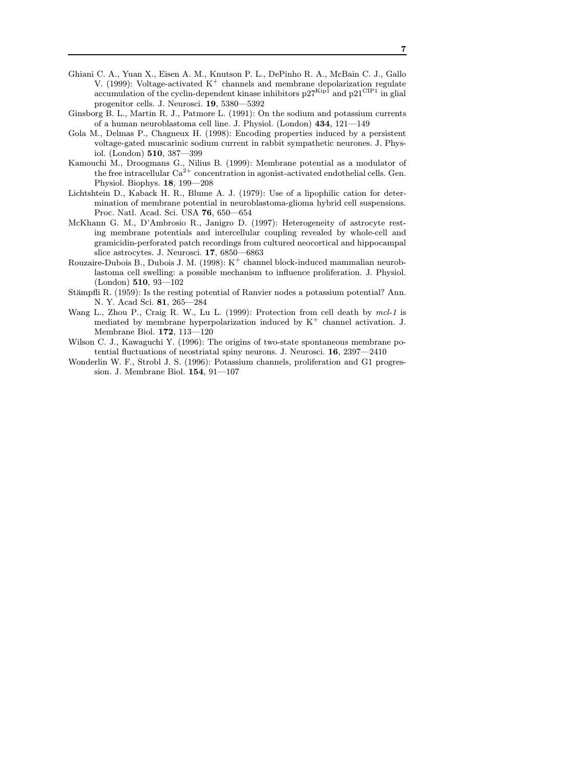Ghiani C. A., Yuan X., Eisen A. M., Knutson P. L., DePinho R. A., McBain C. J., Gallo V. (1999): Voltage-activated $K^+$ channels and membrane depolarization regulate accumulation of the cyclin-dependent kinase inhibitors $p27^{Kip1}$ and $p21^{CIP1}$ in glial progenitor cells. J. Neurosci. **19**, 5380—5392

Ginsborg B. L., Martin R. J., Patmore L. (1991): On the sodium and potassium currents of a human neuroblastoma cell line. J. Physiol. (London) **434**, 121—149

Gola M., Delmas P., Chagneux H. (1998): Encoding properties induced by a persistent voltage-gated muscarinic sodium current in rabbit sympathetic neurones. J. Physiol. (London) **510**, 387—399

Kamouchi M., Droogmans G., Nilius B. (1999): Membrane potential as a modulator of the free intracellular $Ca^{2+}$ concentration in agonist-activated endothelial cells. Gen. Physiol. Biophys. **18**, 199—208

Lichtshtein D., Kaback H. R., Blume A. J. (1979): Use of a lipophilic cation for determination of membrane potential in neuroblastoma-glioma hybrid cell suspensions. Proc. Natl. Acad. Sci. USA **76**, 650—654

McKhann G. M., D'Ambrosio R., Janigro D. (1997): Heterogeneity of astrocyte resting membrane potentials and intercellular coupling revealed by whole-cell and gramicidin-perforated patch recordings from cultured neocortical and hippocampal slice astrocytes. J. Neurosci. **17**, 6850—6863

Rouzaire-Dubois B., Dubois J. M. (1998): $K^+$ channel block-induced mammalian neuroblastoma cell swelling: a possible mechanism to influence proliferation. J. Physiol. (London) **510**, 93—102

Stämpfli R. (1959): Is the resting potential of Ranvier nodes a potassium potential? Ann. N. Y. Acad Sci. **81**, 265—284

Wang L., Zhou P., Craig R. W., Lu L. (1999): Protection from cell death by *mcl-1* is mediated by membrane hyperpolarization induced by $K^+$ channel activation. J. Membrane Biol. **172**, 113—120

Wilson C. J., Kawaguchi Y. (1996): The origins of two-state spontaneous membrane potential fluctuations of neostriatal spiny neurons. J. Neurosci. **16**, 2397—2410

Wonderlin W. F., Strobl J. S. (1996): Potassium channels, proliferation and G1 progression. J. Membrane Biol. **154**, 91—107